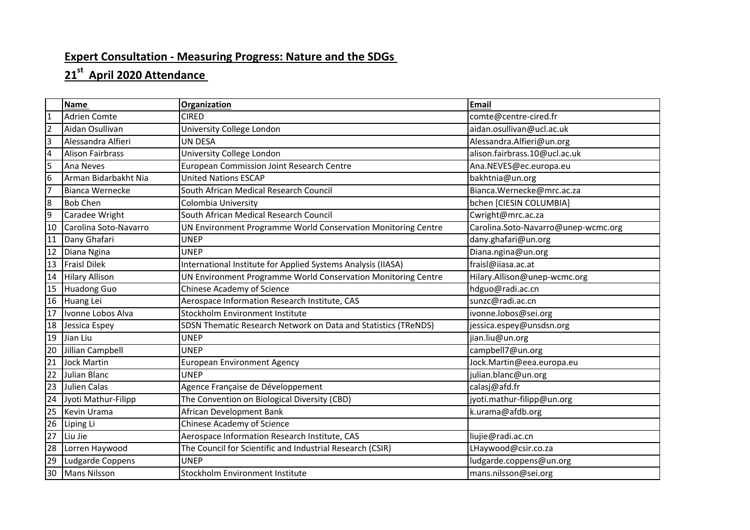## Expert Consultation - Measuring Progress: Nature and the SDGs

## 21st April 2020 Attendance

| | Name | Organization | Email |
|---|---|---|---|
| 1 | Adrien Comte | CIRED | comte@centre-cired.fr |
| 2 | Aidan Osullivan | University College London | aidan.osullivan@ucl.ac.uk |
| 3 | Alessandra Alfieri | UN DESA | Alessandra.Alfieri@un.org |
| 4 | Alison Fairbrass | University College London | alison.fairbrass.10@ucl.ac.uk |
| 5 | Ana Neves | European Commission Joint Research Centre | Ana.NEVES@ec.europa.eu |
| 6 | Arman Bidarbakht Nia | United Nations ESCAP | bakhtnia@un.org |
| 7 | Bianca Wernecke | South African Medical Research Council | Bianca.Wernecke@mrc.ac.za |
| 8 | Bob Chen | Colombia University | bchen [CIESIN COLUMBIA] |
| 9 | Caradee Wright | South African Medical Research Council | Cwright@mrc.ac.za |
| 10 | Carolina Soto-Navarro | UN Environment Programme World Conservation Monitoring Centre | Carolina.Soto-Navarro@unep-wcmc.org |
| 11 | Dany Ghafari | UNEP | dany.ghafari@un.org |
| 12 | Diana Ngina | UNEP | Diana.ngina@un.org |
| 13 | Fraisl Dilek | International Institute for Applied Systems Analysis (IIASA) | fraisl@iiasa.ac.at |
| 14 | Hilary Allison | UN Environment Programme World Conservation Monitoring Centre | Hilary.Allison@unep-wcmc.org |
| 15 | Huadong Guo | Chinese Academy of Science | hdguo@radi.ac.cn |
| 16 | Huang Lei | Aerospace Information Research Institute, CAS | sunzc@radi.ac.cn |
| 17 | Ivonne Lobos Alva | Stockholm Environment Institute | ivonne.lobos@sei.org |
| 18 | Jessica Espey | SDSN Thematic Research Network on Data and Statistics (TReNDS) | jessica.espey@unsdsn.org |
| 19 | Jian Liu | UNEP | jian.liu@un.org |
| 20 | Jillian Campbell | UNEP | campbell7@un.org |
| 21 | Jock Martin | European Environment Agency | Jock.Martin@eea.europa.eu |
| 22 | Julian Blanc | UNEP | julian.blanc@un.org |
| 23 | Julien Calas | Agence Française de Développement | calasj@afd.fr |
| 24 | Jyoti Mathur-Filipp | The Convention on Biological Diversity (CBD) | jyoti.mathur-filipp@un.org |
| 25 | Kevin Urama | African Development Bank | k.urama@afdb.org |
| 26 | Liping Li | Chinese Academy of Science | |
| 27 | Liu Jie | Aerospace Information Research Institute, CAS | liujie@radi.ac.cn |
| 28 | Lorren Haywood | The Council for Scientific and Industrial Research (CSIR) | LHaywood@csir.co.za |
| 29 | Ludgarde Coppens | UNEP | ludgarde.coppens@un.org |
| 30 | Mans Nilsson | Stockholm Environment Institute | mans.nilsson@sei.org |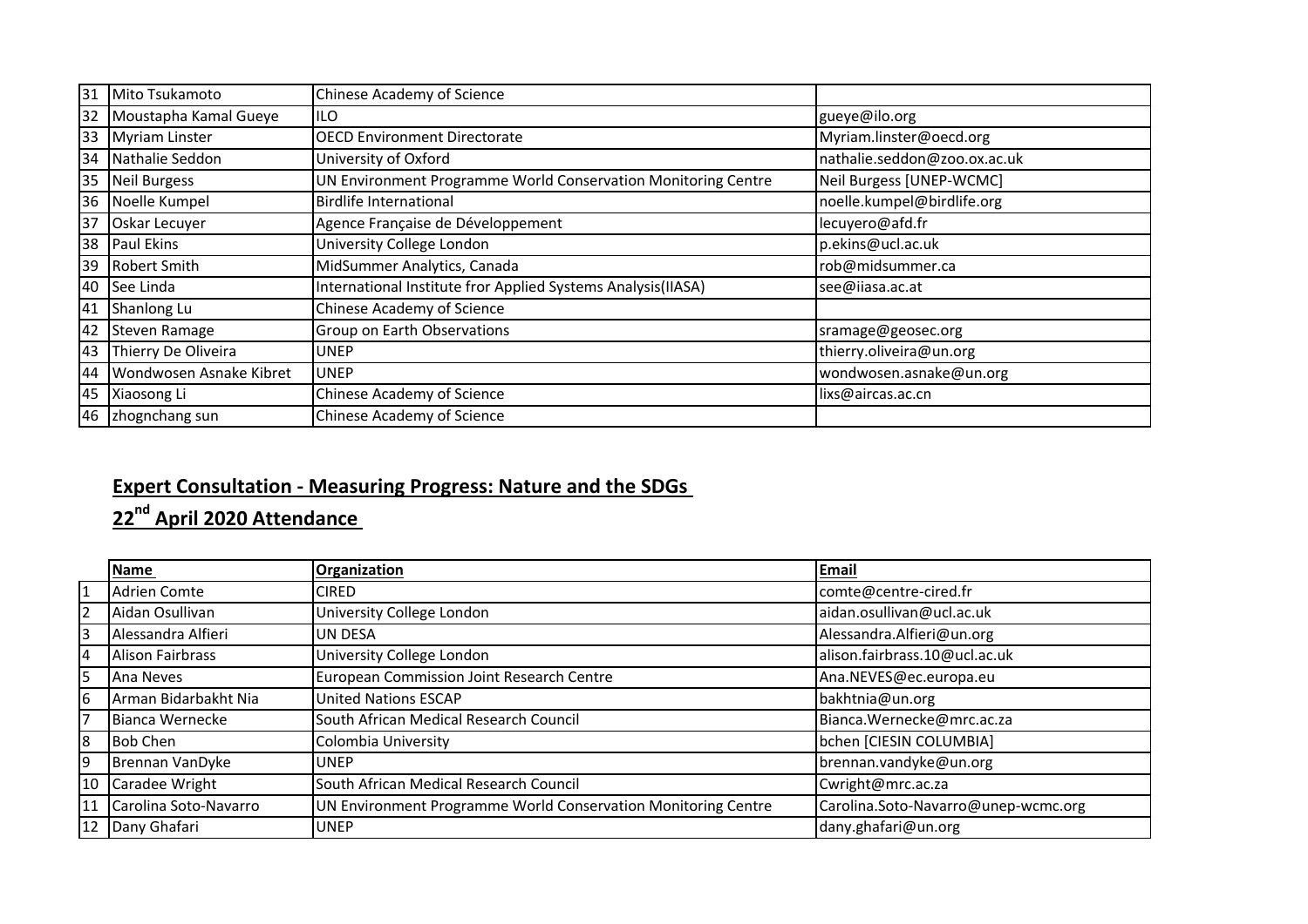| 31 | Mito Tsukamoto | Chinese Academy of Science | |
|---|---|---|---|
| 32 | Moustapha Kamal Gueye | ILO | gueye@ilo.org |
| 33 | Myriam Linster | OECD Environment Directorate | Myriam.linster@oecd.org |
| 34 | Nathalie Seddon | University of Oxford | nathalie.seddon@zoo.ox.ac.uk |
| 35 | Neil Burgess | UN Environment Programme World Conservation Monitoring Centre | Neil Burgess [UNEP-WCMC] |
| 36 | Noelle Kumpel | Birdlife International | noelle.kumpel@birdlife.org |
| 37 | Oskar Lecuyer | Agence Française de Développement | lecuyero@afd.fr |
| 38 | Paul Ekins | University College London | p.ekins@ucl.ac.uk |
| 39 | Robert Smith | MidSummer Analytics, Canada | rob@midsummer.ca |
| 40 | See Linda | International Institute fror Applied Systems Analysis(IIASA) | see@iiasa.ac.at |
| 41 | Shanlong Lu | Chinese Academy of Science | |
| 42 | Steven Ramage | Group on Earth Observations | sramage@geosec.org |
| 43 | Thierry De Oliveira | UNEP | thierry.oliveira@un.org |
| 44 | Wondwosen Asnake Kibret | UNEP | wondwosen.asnake@un.org |
| 45 | Xiaosong Li | Chinese Academy of Science | lixs@aircas.ac.cn |
| 46 | zhognchang sun | Chinese Academy of Science | |

## Expert Consultation - Measuring Progress: Nature and the SDGs

## 22nd April 2020 Attendance

| | Name | Organization | Email |
|---|---|---|---|
| 1 | Adrien Comte | CIRED | comte@centre-cired.fr |
| 2 | Aidan Osullivan | University College London | aidan.osullivan@ucl.ac.uk |
| 3 | Alessandra Alfieri | UN DESA | Alessandra.Alfieri@un.org |
| 4 | Alison Fairbrass | University College London | alison.fairbrass.10@ucl.ac.uk |
| 5 | Ana Neves | European Commission Joint Research Centre | Ana.NEVES@ec.europa.eu |
| 6 | Arman Bidarbakht Nia | United Nations ESCAP | bakhtnia@un.org |
| 7 | Bianca Wernecke | South African Medical Research Council | Bianca.Wernecke@mrc.ac.za |
| 8 | Bob Chen | Colombia University | bchen [CIESIN COLUMBIA] |
| 9 | Brennan VanDyke | UNEP | brennan.vandyke@un.org |
| 10 | Caradee Wright | South African Medical Research Council | Cwright@mrc.ac.za |
| 11 | Carolina Soto-Navarro | UN Environment Programme World Conservation Monitoring Centre | Carolina.Soto-Navarro@unep-wcmc.org |
| 12 | Dany Ghafari | UNEP | dany.ghafari@un.org |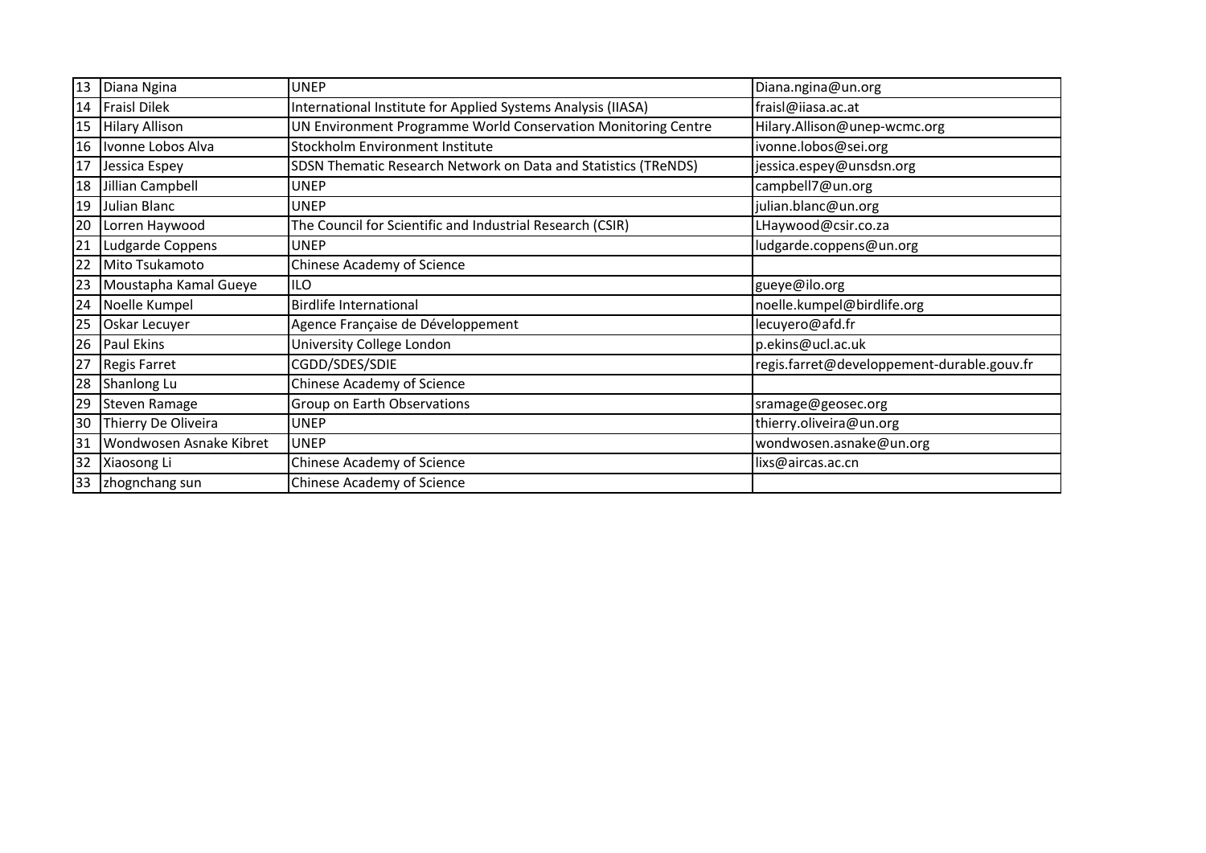| | | | |
|---|---|---|---|
| 13 | Diana Ngina | UNEP | Diana.ngina@un.org |
| 14 | Fraisl Dilek | International Institute for Applied Systems Analysis (IIASA) | fraisl@iiasa.ac.at |
| 15 | Hilary Allison | UN Environment Programme World Conservation Monitoring Centre | Hilary.Allison@unep-wcmc.org |
| 16 | Ivonne Lobos Alva | Stockholm Environment Institute | ivonne.lobos@sei.org |
| 17 | Jessica Espey | SDSN Thematic Research Network on Data and Statistics (TReNDS) | jessica.espey@unsdsn.org |
| 18 | Jillian Campbell | UNEP | campbell7@un.org |
| 19 | Julian Blanc | UNEP | julian.blanc@un.org |
| 20 | Lorren Haywood | The Council for Scientific and Industrial Research (CSIR) | LHaywood@csir.co.za |
| 21 | Ludgarde Coppens | UNEP | ludgarde.coppens@un.org |
| 22 | Mito Tsukamoto | Chinese Academy of Science | |
| 23 | Moustapha Kamal Gueye | ILO | gueye@ilo.org |
| 24 | Noelle Kumpel | Birdlife International | noelle.kumpel@birdlife.org |
| 25 | Oskar Lecuyer | Agence Française de Développement | lecuyero@afd.fr |
| 26 | Paul Ekins | University College London | p.ekins@ucl.ac.uk |
| 27 | Regis Farret | CGDD/SDES/SDIE | regis.farret@developpement-durable.gouv.fr |
| 28 | Shanlong Lu | Chinese Academy of Science | |
| 29 | Steven Ramage | Group on Earth Observations | sramage@geosec.org |
| 30 | Thierry De Oliveira | UNEP | thierry.oliveira@un.org |
| 31 | Wondwosen Asnake Kibret | UNEP | wondwosen.asnake@un.org |
| 32 | Xiaosong Li | Chinese Academy of Science | lixs@aircas.ac.cn |
| 33 | zhognchang sun | Chinese Academy of Science | |